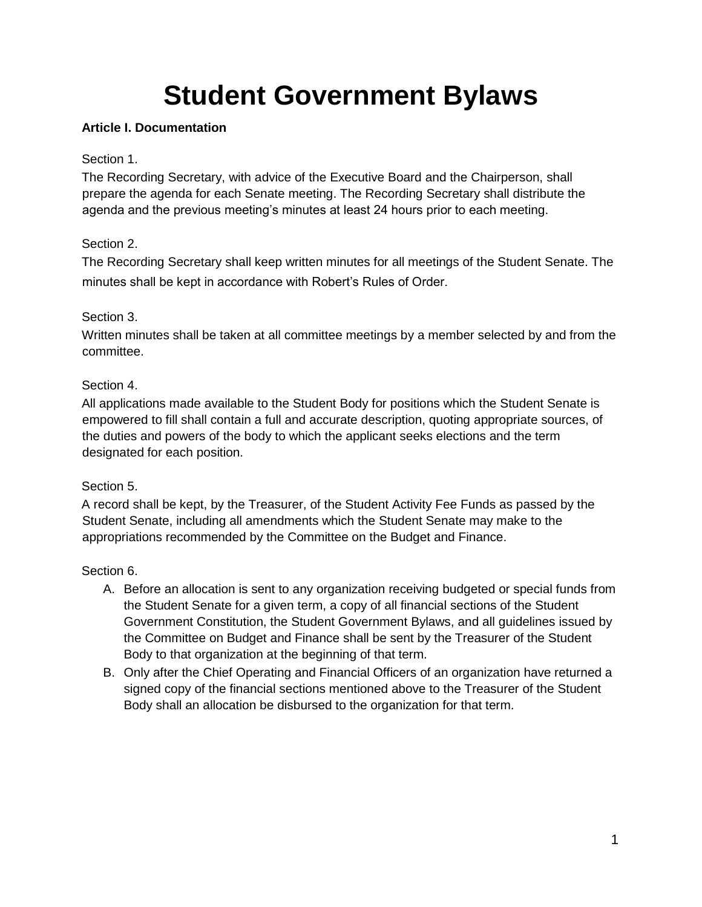# Student Government Bylaws

**Article I. Documentation**

Section 1.

The Recording Secretary, with advice of the Executive Board and the Chairperson, shall prepare the agenda for each Senate meeting. The Recording Secretary shall distribute the agenda and the previous meeting's minutes at least 24 hours prior to each meeting.

Section 2.

The Recording Secretary shall keep written minutes for all meetings of the Student Senate. The minutes shall be kept in accordance with Robert's Rules of Order.

Section 3.

Written minutes shall be taken at all committee meetings by a member selected by and from the committee.

Section 4.

All applications made available to the Student Body for positions which the Student Senate is empowered to fill shall contain a full and accurate description, quoting appropriate sources, of the duties and powers of the body to which the applicant seeks elections and the term designated for each position.

Section 5.

A record shall be kept, by the Treasurer, of the Student Activity Fee Funds as passed by the Student Senate, including all amendments which the Student Senate may make to the appropriations recommended by the Committee on the Budget and Finance.

Section 6.

A. Before an allocation is sent to any organization receiving budgeted or special funds from the Student Senate for a given term, a copy of all financial sections of the Student Government Constitution, the Student Government Bylaws, and all guidelines issued by the Committee on Budget and Finance shall be sent by the Treasurer of the Student Body to that organization at the beginning of that term.
B. Only after the Chief Operating and Financial Officers of an organization have returned a signed copy of the financial sections mentioned above to the Treasurer of the Student Body shall an allocation be disbursed to the organization for that term.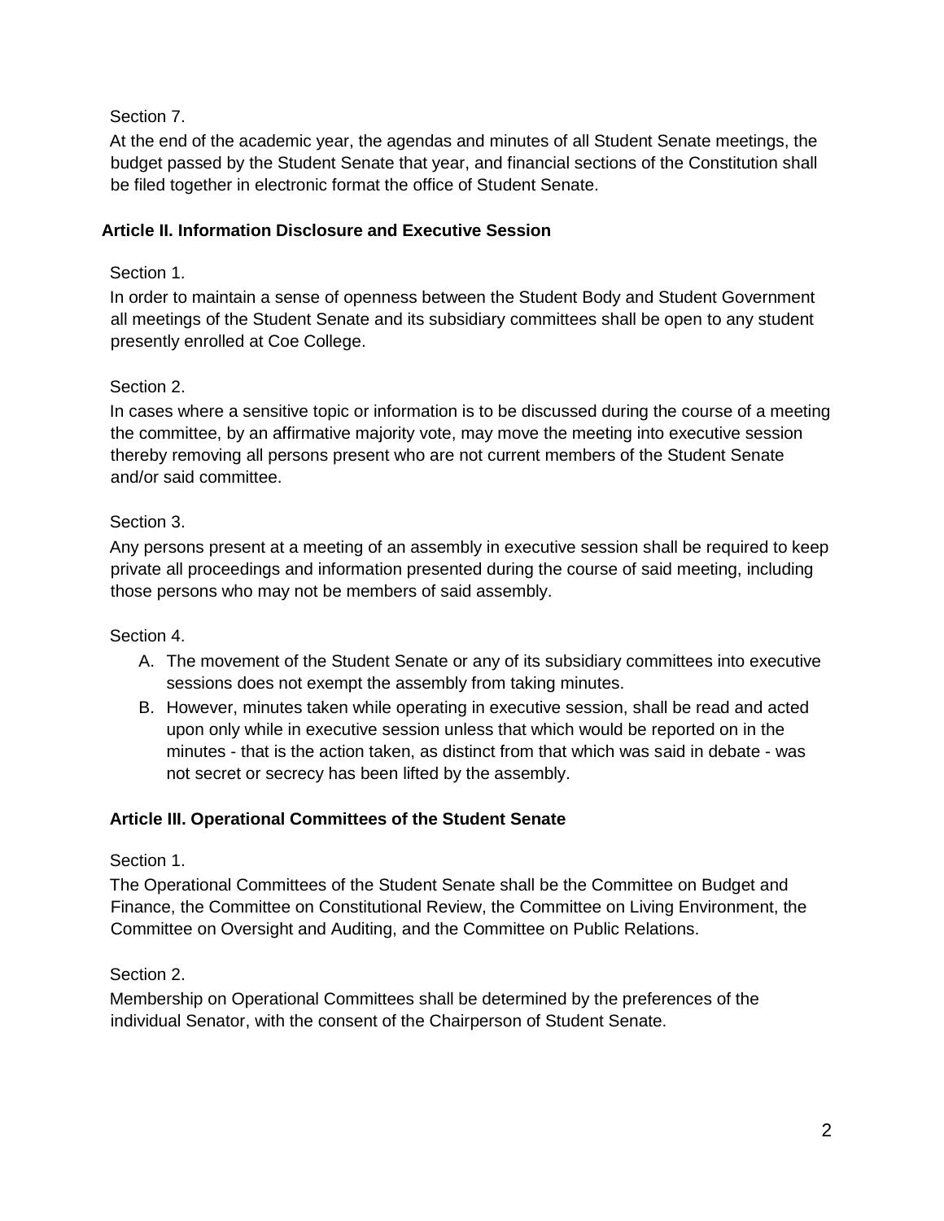Section 7.

At the end of the academic year, the agendas and minutes of all Student Senate meetings, the budget passed by the Student Senate that year, and financial sections of the Constitution shall be filed together in electronic format the office of Student Senate.

**Article II. Information Disclosure and Executive Session**

Section 1.

In order to maintain a sense of openness between the Student Body and Student Government all meetings of the Student Senate and its subsidiary committees shall be open to any student presently enrolled at Coe College.

Section 2.

In cases where a sensitive topic or information is to be discussed during the course of a meeting the committee, by an affirmative majority vote, may move the meeting into executive session thereby removing all persons present who are not current members of the Student Senate and/or said committee.

Section 3.

Any persons present at a meeting of an assembly in executive session shall be required to keep private all proceedings and information presented during the course of said meeting, including those persons who may not be members of said assembly.

Section 4.

A. The movement of the Student Senate or any of its subsidiary committees into executive sessions does not exempt the assembly from taking minutes.
B. However, minutes taken while operating in executive session, shall be read and acted upon only while in executive session unless that which would be reported on in the minutes - that is the action taken, as distinct from that which was said in debate - was not secret or secrecy has been lifted by the assembly.

**Article III. Operational Committees of the Student Senate**

Section 1.

The Operational Committees of the Student Senate shall be the Committee on Budget and Finance, the Committee on Constitutional Review, the Committee on Living Environment, the Committee on Oversight and Auditing, and the Committee on Public Relations.

Section 2.

Membership on Operational Committees shall be determined by the preferences of the individual Senator, with the consent of the Chairperson of Student Senate.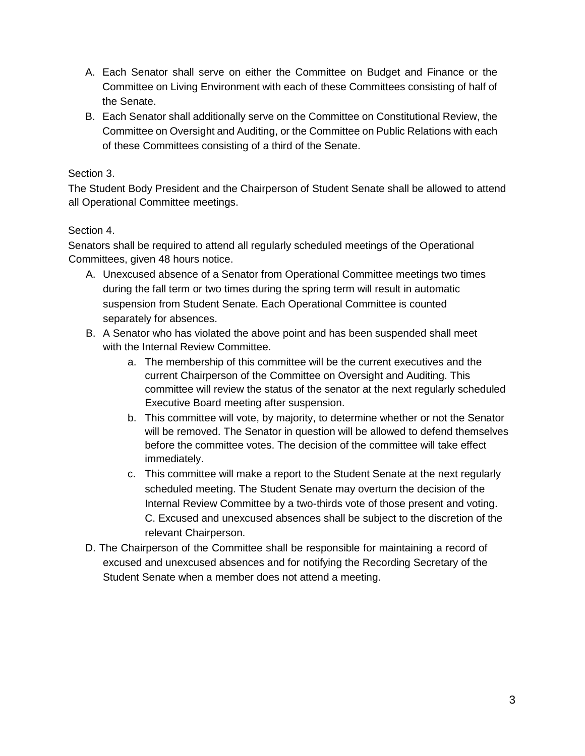A. Each Senator shall serve on either the Committee on Budget and Finance or the Committee on Living Environment with each of these Committees consisting of half of the Senate.
B. Each Senator shall additionally serve on the Committee on Constitutional Review, the Committee on Oversight and Auditing, or the Committee on Public Relations with each of these Committees consisting of a third of the Senate.

Section 3.

The Student Body President and the Chairperson of Student Senate shall be allowed to attend all Operational Committee meetings.

Section 4.

Senators shall be required to attend all regularly scheduled meetings of the Operational Committees, given 48 hours notice.

A. Unexcused absence of a Senator from Operational Committee meetings two times during the fall term or two times during the spring term will result in automatic suspension from Student Senate. Each Operational Committee is counted separately for absences.
B. A Senator who has violated the above point and has been suspended shall meet with the Internal Review Committee.
    a. The membership of this committee will be the current executives and the current Chairperson of the Committee on Oversight and Auditing. This committee will review the status of the senator at the next regularly scheduled Executive Board meeting after suspension.
    b. This committee will vote, by majority, to determine whether or not the Senator will be removed. The Senator in question will be allowed to defend themselves before the committee votes. The decision of the committee will take effect immediately.
    c. This committee will make a report to the Student Senate at the next regularly scheduled meeting. The Student Senate may overturn the decision of the Internal Review Committee by a two-thirds vote of those present and voting. C. Excused and unexcused absences shall be subject to the discretion of the relevant Chairperson.

D. The Chairperson of the Committee shall be responsible for maintaining a record of excused and unexcused absences and for notifying the Recording Secretary of the Student Senate when a member does not attend a meeting.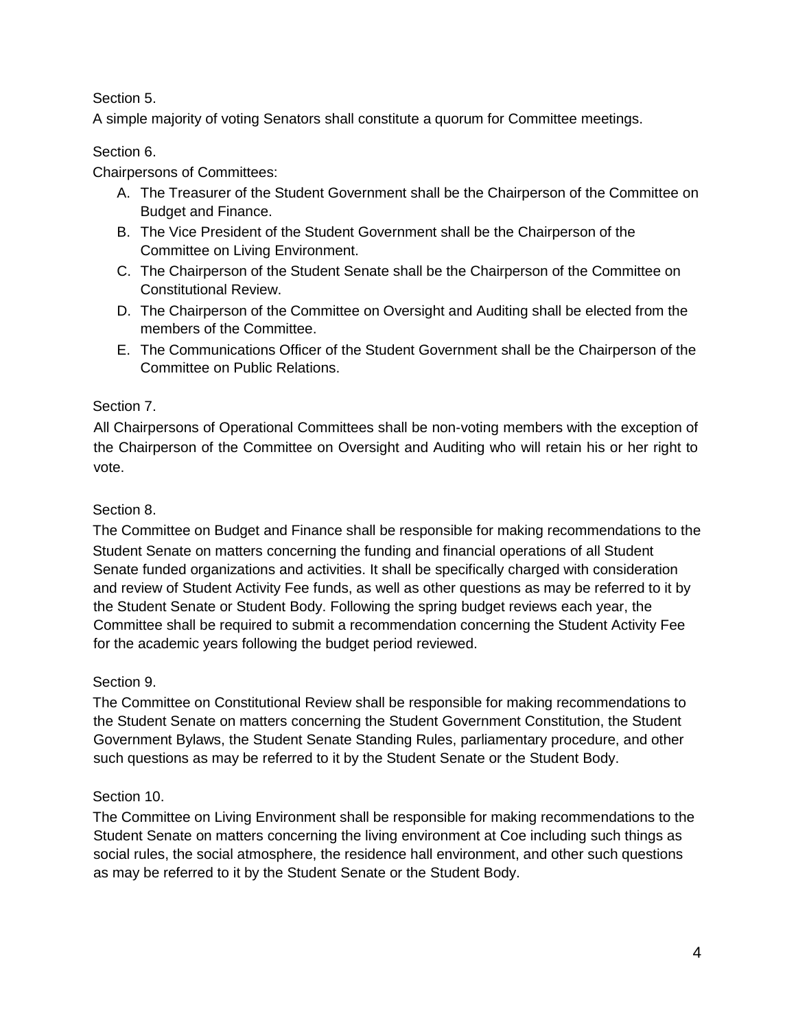Section 5.

A simple majority of voting Senators shall constitute a quorum for Committee meetings.

Section 6.

Chairpersons of Committees:

A. The Treasurer of the Student Government shall be the Chairperson of the Committee on Budget and Finance.
B. The Vice President of the Student Government shall be the Chairperson of the Committee on Living Environment.
C. The Chairperson of the Student Senate shall be the Chairperson of the Committee on Constitutional Review.
D. The Chairperson of the Committee on Oversight and Auditing shall be elected from the members of the Committee.
E. The Communications Officer of the Student Government shall be the Chairperson of the Committee on Public Relations.

Section 7.

All Chairpersons of Operational Committees shall be non-voting members with the exception of the Chairperson of the Committee on Oversight and Auditing who will retain his or her right to vote.

Section 8.

The Committee on Budget and Finance shall be responsible for making recommendations to the Student Senate on matters concerning the funding and financial operations of all Student Senate funded organizations and activities. It shall be specifically charged with consideration and review of Student Activity Fee funds, as well as other questions as may be referred to it by the Student Senate or Student Body. Following the spring budget reviews each year, the Committee shall be required to submit a recommendation concerning the Student Activity Fee for the academic years following the budget period reviewed.

Section 9.

The Committee on Constitutional Review shall be responsible for making recommendations to the Student Senate on matters concerning the Student Government Constitution, the Student Government Bylaws, the Student Senate Standing Rules, parliamentary procedure, and other such questions as may be referred to it by the Student Senate or the Student Body.

Section 10.

The Committee on Living Environment shall be responsible for making recommendations to the Student Senate on matters concerning the living environment at Coe including such things as social rules, the social atmosphere, the residence hall environment, and other such questions as may be referred to it by the Student Senate or the Student Body.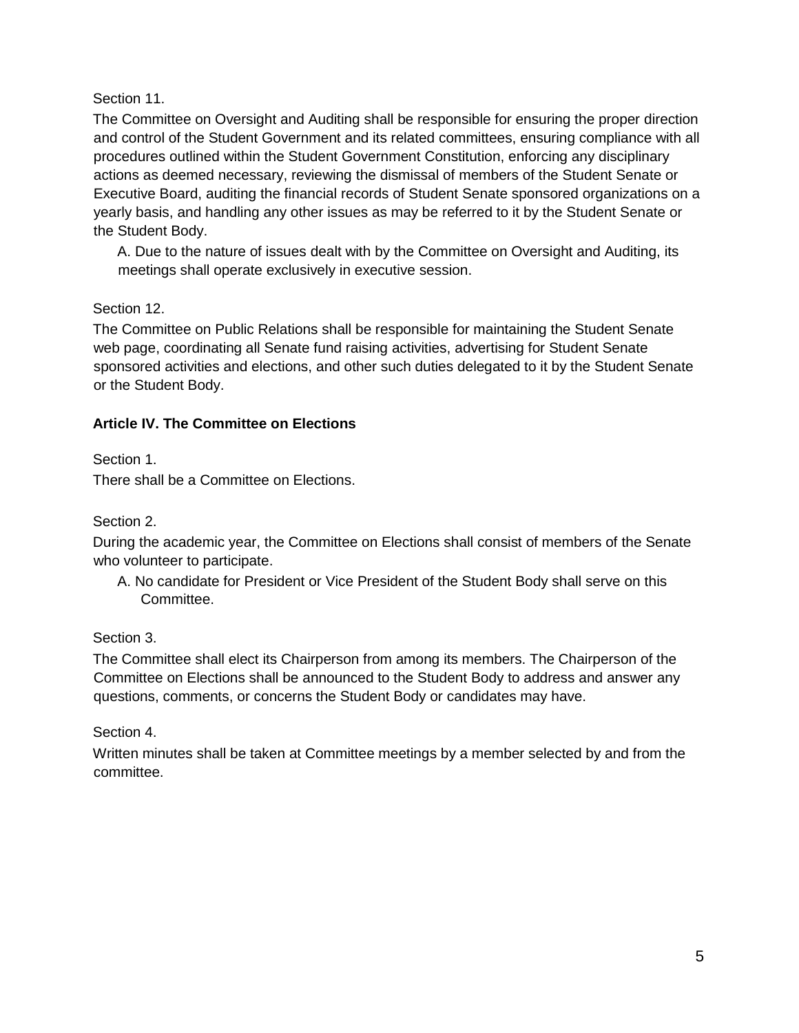Section 11.

The Committee on Oversight and Auditing shall be responsible for ensuring the proper direction and control of the Student Government and its related committees, ensuring compliance with all procedures outlined within the Student Government Constitution, enforcing any disciplinary actions as deemed necessary, reviewing the dismissal of members of the Student Senate or Executive Board, auditing the financial records of Student Senate sponsored organizations on a yearly basis, and handling any other issues as may be referred to it by the Student Senate or the Student Body.

A. Due to the nature of issues dealt with by the Committee on Oversight and Auditing, its meetings shall operate exclusively in executive session.

Section 12.

The Committee on Public Relations shall be responsible for maintaining the Student Senate web page, coordinating all Senate fund raising activities, advertising for Student Senate sponsored activities and elections, and other such duties delegated to it by the Student Senate or the Student Body.

**Article IV. The Committee on Elections**

Section 1.

There shall be a Committee on Elections.

Section 2.

During the academic year, the Committee on Elections shall consist of members of the Senate who volunteer to participate.

A. No candidate for President or Vice President of the Student Body shall serve on this Committee.

Section 3.

The Committee shall elect its Chairperson from among its members. The Chairperson of the Committee on Elections shall be announced to the Student Body to address and answer any questions, comments, or concerns the Student Body or candidates may have.

Section 4.

Written minutes shall be taken at Committee meetings by a member selected by and from the committee.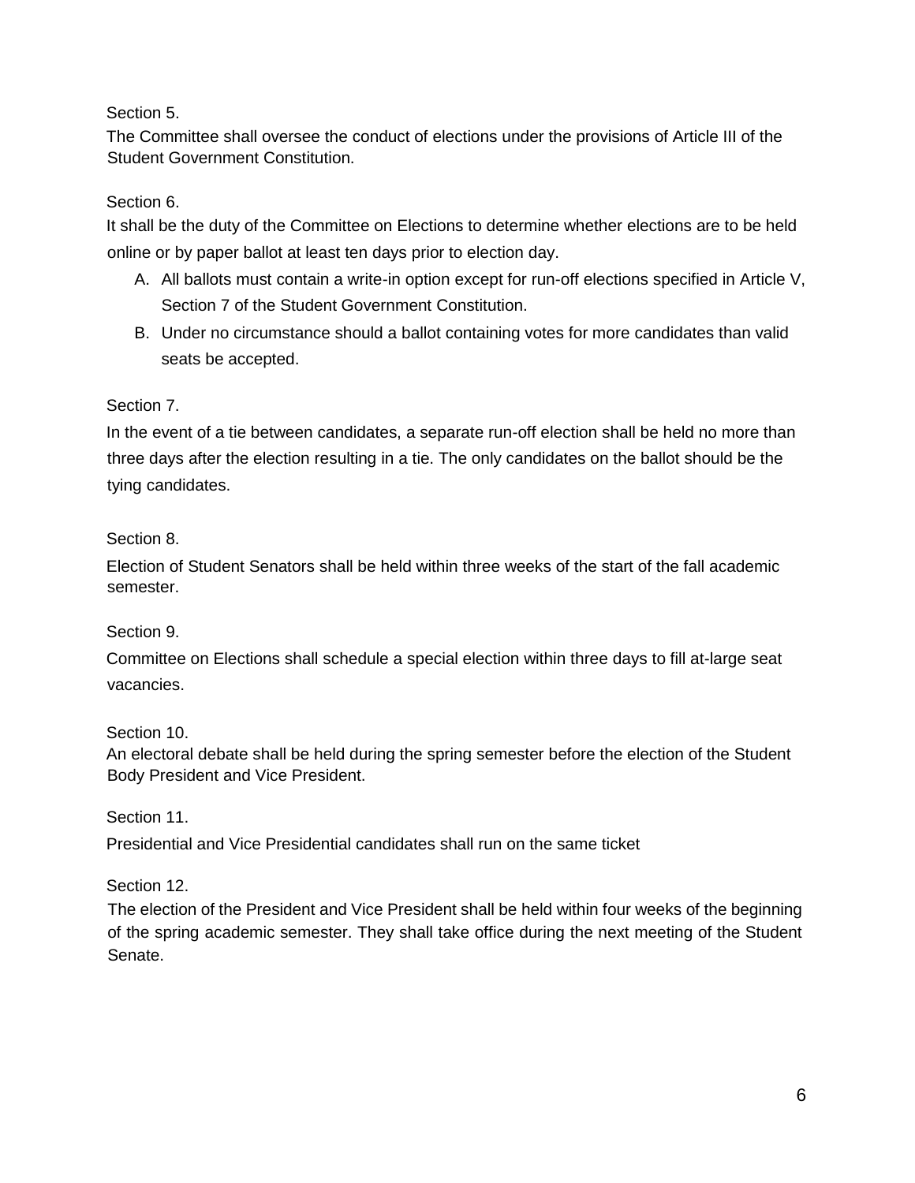Section 5.

The Committee shall oversee the conduct of elections under the provisions of Article III of the Student Government Constitution.

Section 6.

It shall be the duty of the Committee on Elections to determine whether elections are to be held online or by paper ballot at least ten days prior to election day.

A. All ballots must contain a write-in option except for run-off elections specified in Article V, Section 7 of the Student Government Constitution.
B. Under no circumstance should a ballot containing votes for more candidates than valid seats be accepted.

Section 7.

In the event of a tie between candidates, a separate run-off election shall be held no more than three days after the election resulting in a tie. The only candidates on the ballot should be the tying candidates.

Section 8.

Election of Student Senators shall be held within three weeks of the start of the fall academic semester.

Section 9.

Committee on Elections shall schedule a special election within three days to fill at-large seat vacancies.

Section 10.

An electoral debate shall be held during the spring semester before the election of the Student Body President and Vice President.

Section 11.

Presidential and Vice Presidential candidates shall run on the same ticket

Section 12.

The election of the President and Vice President shall be held within four weeks of the beginning of the spring academic semester. They shall take office during the next meeting of the Student Senate.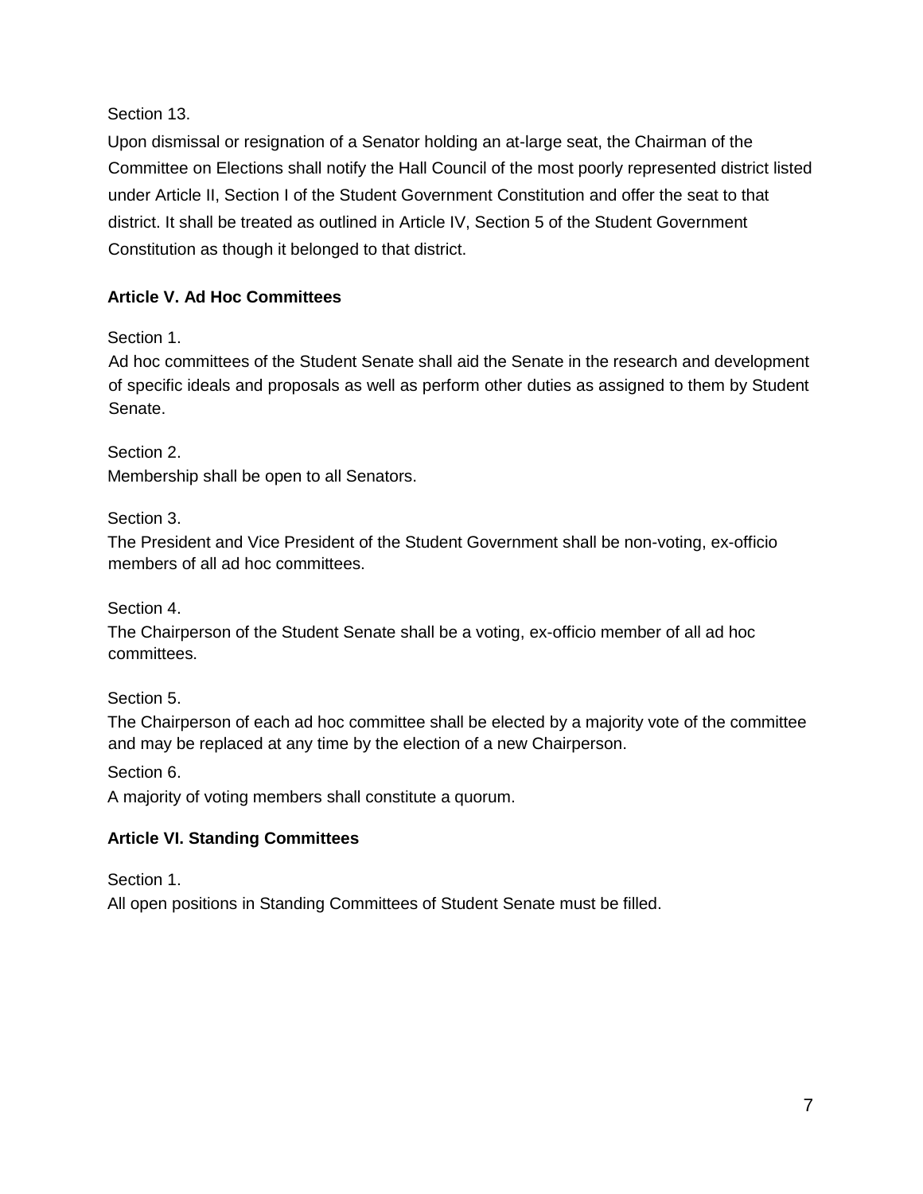Section 13.

Upon dismissal or resignation of a Senator holding an at-large seat, the Chairman of the Committee on Elections shall notify the Hall Council of the most poorly represented district listed under Article II, Section I of the Student Government Constitution and offer the seat to that district. It shall be treated as outlined in Article IV, Section 5 of the Student Government Constitution as though it belonged to that district.

**Article V. Ad Hoc Committees**

Section 1.

Ad hoc committees of the Student Senate shall aid the Senate in the research and development of specific ideals and proposals as well as perform other duties as assigned to them by Student Senate.

Section 2.

Membership shall be open to all Senators.

Section 3.

The President and Vice President of the Student Government shall be non-voting, ex-officio members of all ad hoc committees.

Section 4.

The Chairperson of the Student Senate shall be a voting, ex-officio member of all ad hoc committees.

Section 5.

The Chairperson of each ad hoc committee shall be elected by a majority vote of the committee and may be replaced at any time by the election of a new Chairperson.

Section 6.

A majority of voting members shall constitute a quorum.

**Article VI. Standing Committees**

Section 1.

All open positions in Standing Committees of Student Senate must be filled.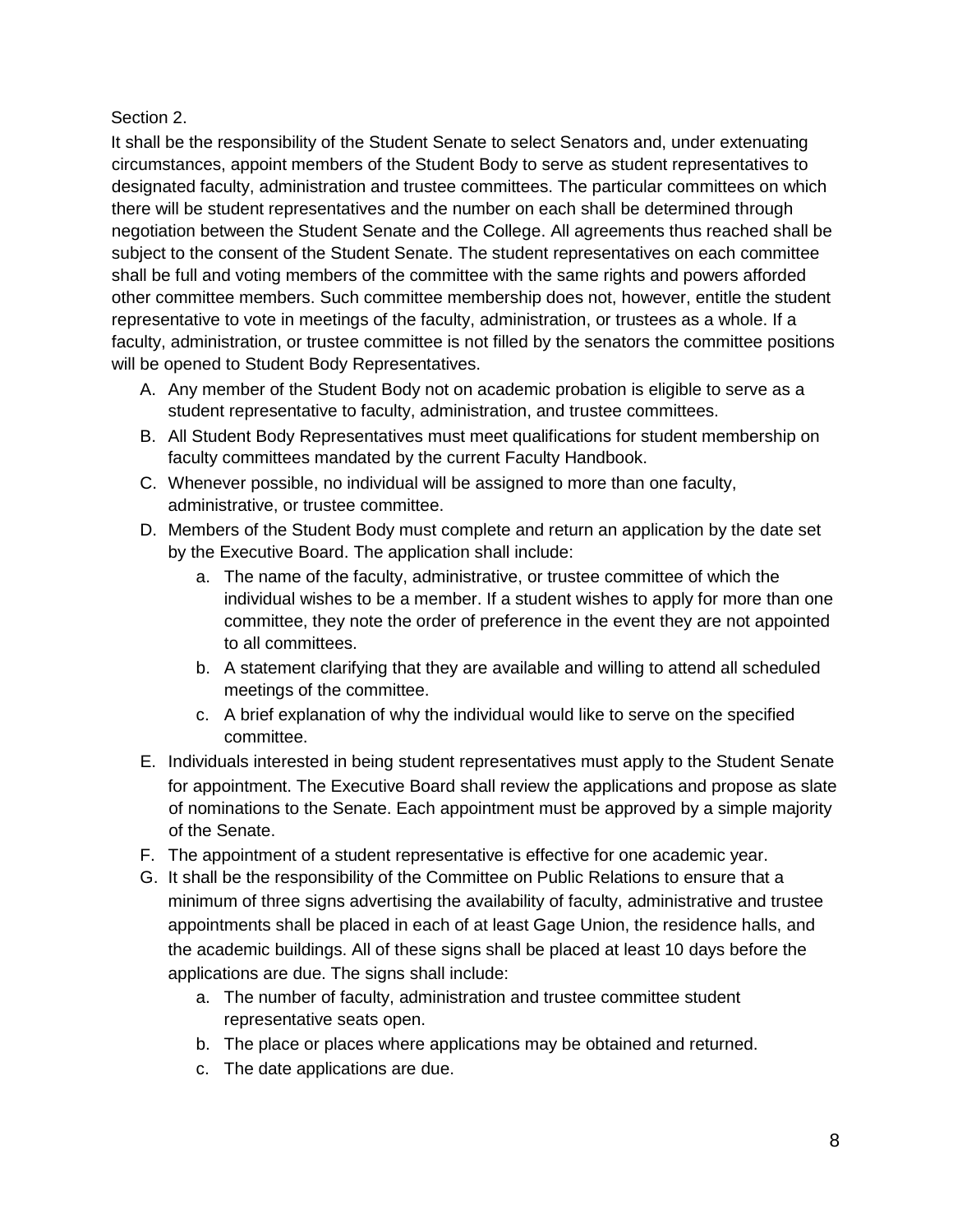Section 2.

It shall be the responsibility of the Student Senate to select Senators and, under extenuating circumstances, appoint members of the Student Body to serve as student representatives to designated faculty, administration and trustee committees. The particular committees on which there will be student representatives and the number on each shall be determined through negotiation between the Student Senate and the College. All agreements thus reached shall be subject to the consent of the Student Senate. The student representatives on each committee shall be full and voting members of the committee with the same rights and powers afforded other committee members. Such committee membership does not, however, entitle the student representative to vote in meetings of the faculty, administration, or trustees as a whole. If a faculty, administration, or trustee committee is not filled by the senators the committee positions will be opened to Student Body Representatives.

A. Any member of the Student Body not on academic probation is eligible to serve as a student representative to faculty, administration, and trustee committees.
B. All Student Body Representatives must meet qualifications for student membership on faculty committees mandated by the current Faculty Handbook.
C. Whenever possible, no individual will be assigned to more than one faculty, administrative, or trustee committee.
D. Members of the Student Body must complete and return an application by the date set by the Executive Board. The application shall include:
    a. The name of the faculty, administrative, or trustee committee of which the individual wishes to be a member. If a student wishes to apply for more than one committee, they note the order of preference in the event they are not appointed to all committees.
    b. A statement clarifying that they are available and willing to attend all scheduled meetings of the committee.
    c. A brief explanation of why the individual would like to serve on the specified committee.
E. Individuals interested in being student representatives must apply to the Student Senate for appointment. The Executive Board shall review the applications and propose as slate of nominations to the Senate. Each appointment must be approved by a simple majority of the Senate.
F. The appointment of a student representative is effective for one academic year.
G. It shall be the responsibility of the Committee on Public Relations to ensure that a minimum of three signs advertising the availability of faculty, administrative and trustee appointments shall be placed in each of at least Gage Union, the residence halls, and the academic buildings. All of these signs shall be placed at least 10 days before the applications are due. The signs shall include:
    a. The number of faculty, administration and trustee committee student representative seats open.
    b. The place or places where applications may be obtained and returned.
    c. The date applications are due.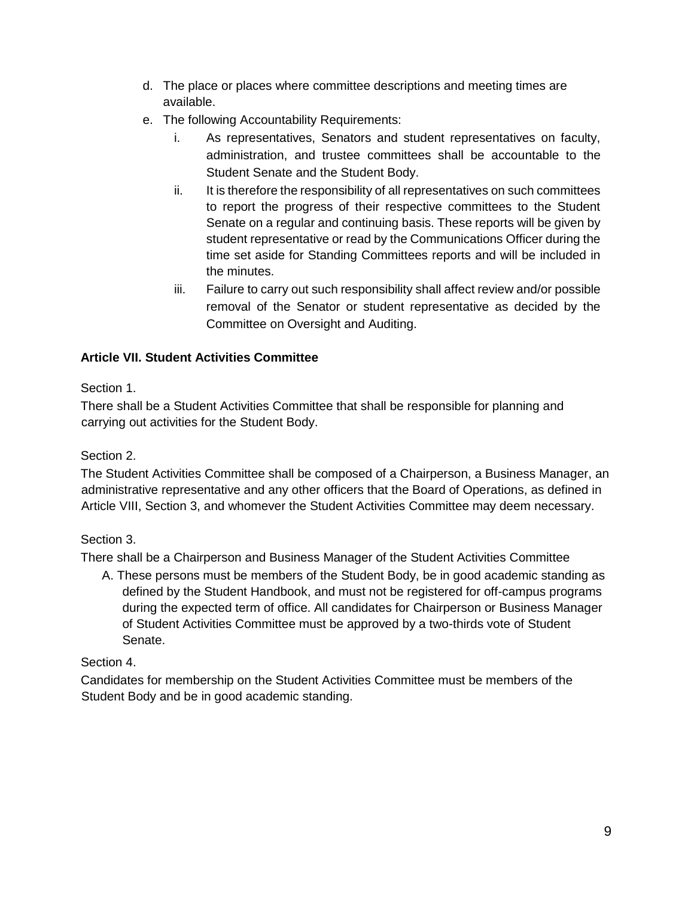d. The place or places where committee descriptions and meeting times are available.

e. The following Accountability Requirements:

   i. As representatives, Senators and student representatives on faculty, administration, and trustee committees shall be accountable to the Student Senate and the Student Body.

   ii. It is therefore the responsibility of all representatives on such committees to report the progress of their respective committees to the Student Senate on a regular and continuing basis. These reports will be given by student representative or read by the Communications Officer during the time set aside for Standing Committees reports and will be included in the minutes.

   iii. Failure to carry out such responsibility shall affect review and/or possible removal of the Senator or student representative as decided by the Committee on Oversight and Auditing.

**Article VII. Student Activities Committee**

Section 1.

There shall be a Student Activities Committee that shall be responsible for planning and carrying out activities for the Student Body.

Section 2.

The Student Activities Committee shall be composed of a Chairperson, a Business Manager, an administrative representative and any other officers that the Board of Operations, as defined in Article VIII, Section 3, and whomever the Student Activities Committee may deem necessary.

Section 3.

There shall be a Chairperson and Business Manager of the Student Activities Committee

A. These persons must be members of the Student Body, be in good academic standing as defined by the Student Handbook, and must not be registered for off-campus programs during the expected term of office. All candidates for Chairperson or Business Manager of Student Activities Committee must be approved by a two-thirds vote of Student Senate.

Section 4.

Candidates for membership on the Student Activities Committee must be members of the Student Body and be in good academic standing.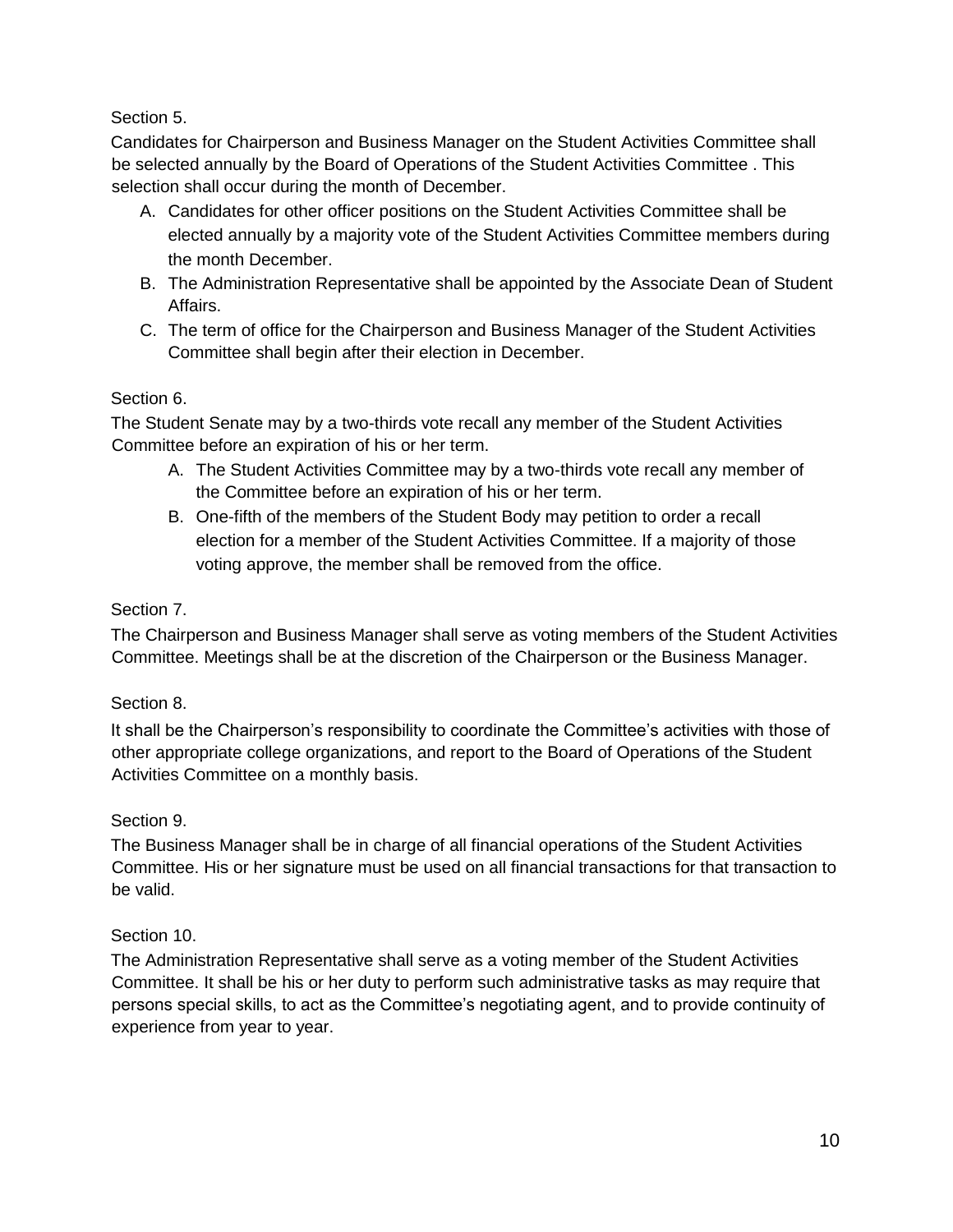Section 5.

Candidates for Chairperson and Business Manager on the Student Activities Committee shall be selected annually by the Board of Operations of the Student Activities Committee . This selection shall occur during the month of December.

A. Candidates for other officer positions on the Student Activities Committee shall be elected annually by a majority vote of the Student Activities Committee members during the month December.
B. The Administration Representative shall be appointed by the Associate Dean of Student Affairs.
C. The term of office for the Chairperson and Business Manager of the Student Activities Committee shall begin after their election in December.

Section 6.

The Student Senate may by a two-thirds vote recall any member of the Student Activities Committee before an expiration of his or her term.

A. The Student Activities Committee may by a two-thirds vote recall any member of the Committee before an expiration of his or her term.
B. One-fifth of the members of the Student Body may petition to order a recall election for a member of the Student Activities Committee. If a majority of those voting approve, the member shall be removed from the office.

Section 7.

The Chairperson and Business Manager shall serve as voting members of the Student Activities Committee. Meetings shall be at the discretion of the Chairperson or the Business Manager.

Section 8.

It shall be the Chairperson's responsibility to coordinate the Committee's activities with those of other appropriate college organizations, and report to the Board of Operations of the Student Activities Committee on a monthly basis.

Section 9.

The Business Manager shall be in charge of all financial operations of the Student Activities Committee. His or her signature must be used on all financial transactions for that transaction to be valid.

Section 10.

The Administration Representative shall serve as a voting member of the Student Activities Committee. It shall be his or her duty to perform such administrative tasks as may require that persons special skills, to act as the Committee's negotiating agent, and to provide continuity of experience from year to year.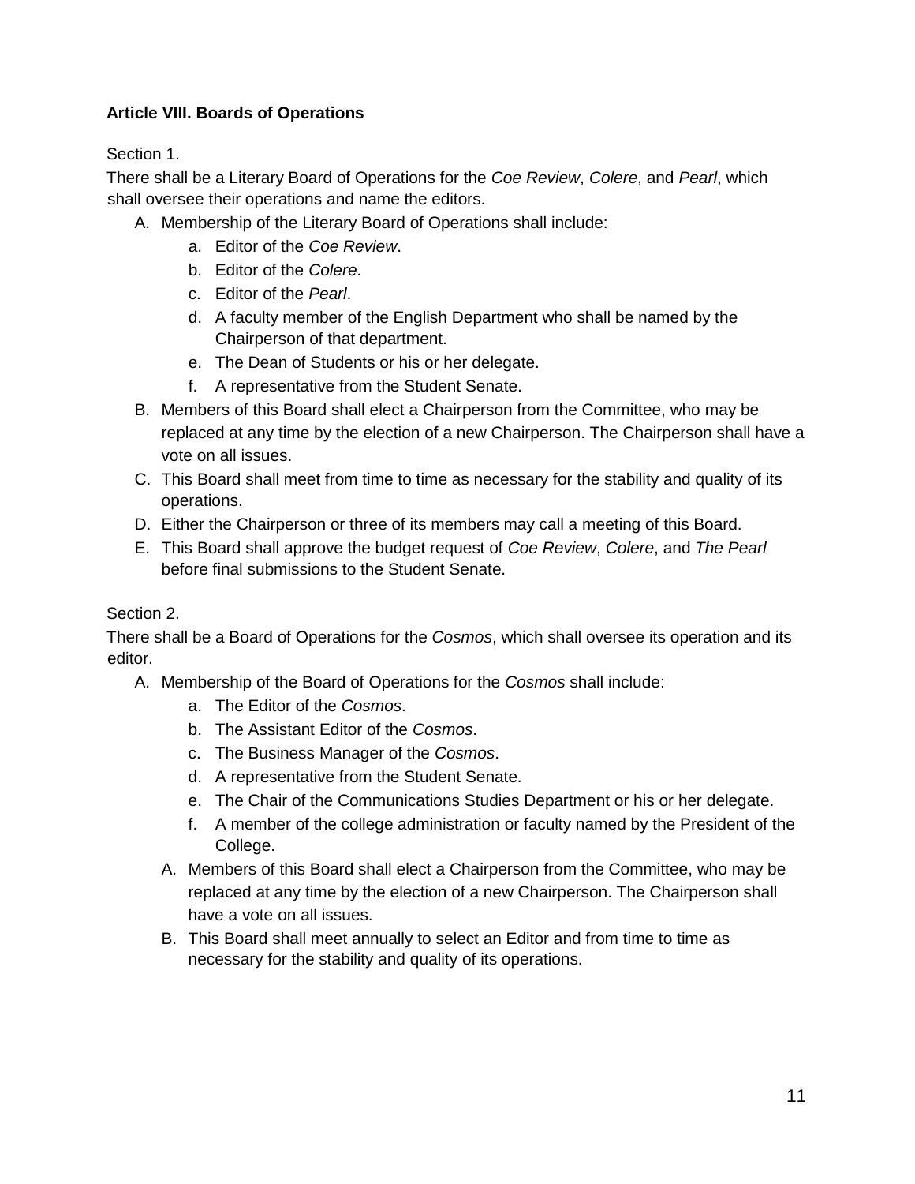**Article VIII. Boards of Operations**

Section 1.

There shall be a Literary Board of Operations for the *Coe Review*, *Colere*, and *Pearl*, which shall oversee their operations and name the editors.

A. Membership of the Literary Board of Operations shall include:
    a. Editor of the *Coe Review*.
    b. Editor of the *Colere*.
    c. Editor of the *Pearl*.
    d. A faculty member of the English Department who shall be named by the Chairperson of that department.
    e. The Dean of Students or his or her delegate.
    f. A representative from the Student Senate.
B. Members of this Board shall elect a Chairperson from the Committee, who may be replaced at any time by the election of a new Chairperson. The Chairperson shall have a vote on all issues.
C. This Board shall meet from time to time as necessary for the stability and quality of its operations.
D. Either the Chairperson or three of its members may call a meeting of this Board.
E. This Board shall approve the budget request of *Coe Review*, *Colere*, and *The Pearl* before final submissions to the Student Senate.

Section 2.

There shall be a Board of Operations for the *Cosmos*, which shall oversee its operation and its editor.

A. Membership of the Board of Operations for the *Cosmos* shall include:
    a. The Editor of the *Cosmos*.
    b. The Assistant Editor of the *Cosmos*.
    c. The Business Manager of the *Cosmos*.
    d. A representative from the Student Senate.
    e. The Chair of the Communications Studies Department or his or her delegate.
    f. A member of the college administration or faculty named by the President of the College.
    A. Members of this Board shall elect a Chairperson from the Committee, who may be replaced at any time by the election of a new Chairperson. The Chairperson shall have a vote on all issues.
    B. This Board shall meet annually to select an Editor and from time to time as necessary for the stability and quality of its operations.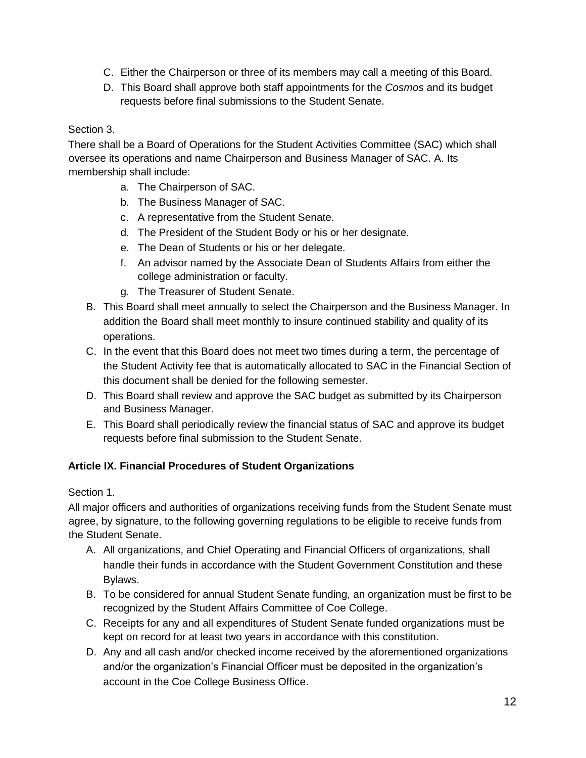C. Either the Chairperson or three of its members may call a meeting of this Board.
D. This Board shall approve both staff appointments for the *Cosmos* and its budget requests before final submissions to the Student Senate.

Section 3.

There shall be a Board of Operations for the Student Activities Committee (SAC) which shall oversee its operations and name Chairperson and Business Manager of SAC. A. Its membership shall include:

a. The Chairperson of SAC.
b. The Business Manager of SAC.
c. A representative from the Student Senate.
d. The President of the Student Body or his or her designate.
e. The Dean of Students or his or her delegate.
f. An advisor named by the Associate Dean of Students Affairs from either the college administration or faculty.
g. The Treasurer of Student Senate.

B. This Board shall meet annually to select the Chairperson and the Business Manager. In addition the Board shall meet monthly to insure continued stability and quality of its operations.
C. In the event that this Board does not meet two times during a term, the percentage of the Student Activity fee that is automatically allocated to SAC in the Financial Section of this document shall be denied for the following semester.
D. This Board shall review and approve the SAC budget as submitted by its Chairperson and Business Manager.
E. This Board shall periodically review the financial status of SAC and approve its budget requests before final submission to the Student Senate.

**Article IX. Financial Procedures of Student Organizations**

Section 1.

All major officers and authorities of organizations receiving funds from the Student Senate must agree, by signature, to the following governing regulations to be eligible to receive funds from the Student Senate.

A. All organizations, and Chief Operating and Financial Officers of organizations, shall handle their funds in accordance with the Student Government Constitution and these Bylaws.
B. To be considered for annual Student Senate funding, an organization must be first to be recognized by the Student Affairs Committee of Coe College.
C. Receipts for any and all expenditures of Student Senate funded organizations must be kept on record for at least two years in accordance with this constitution.
D. Any and all cash and/or checked income received by the aforementioned organizations and/or the organization's Financial Officer must be deposited in the organization's account in the Coe College Business Office.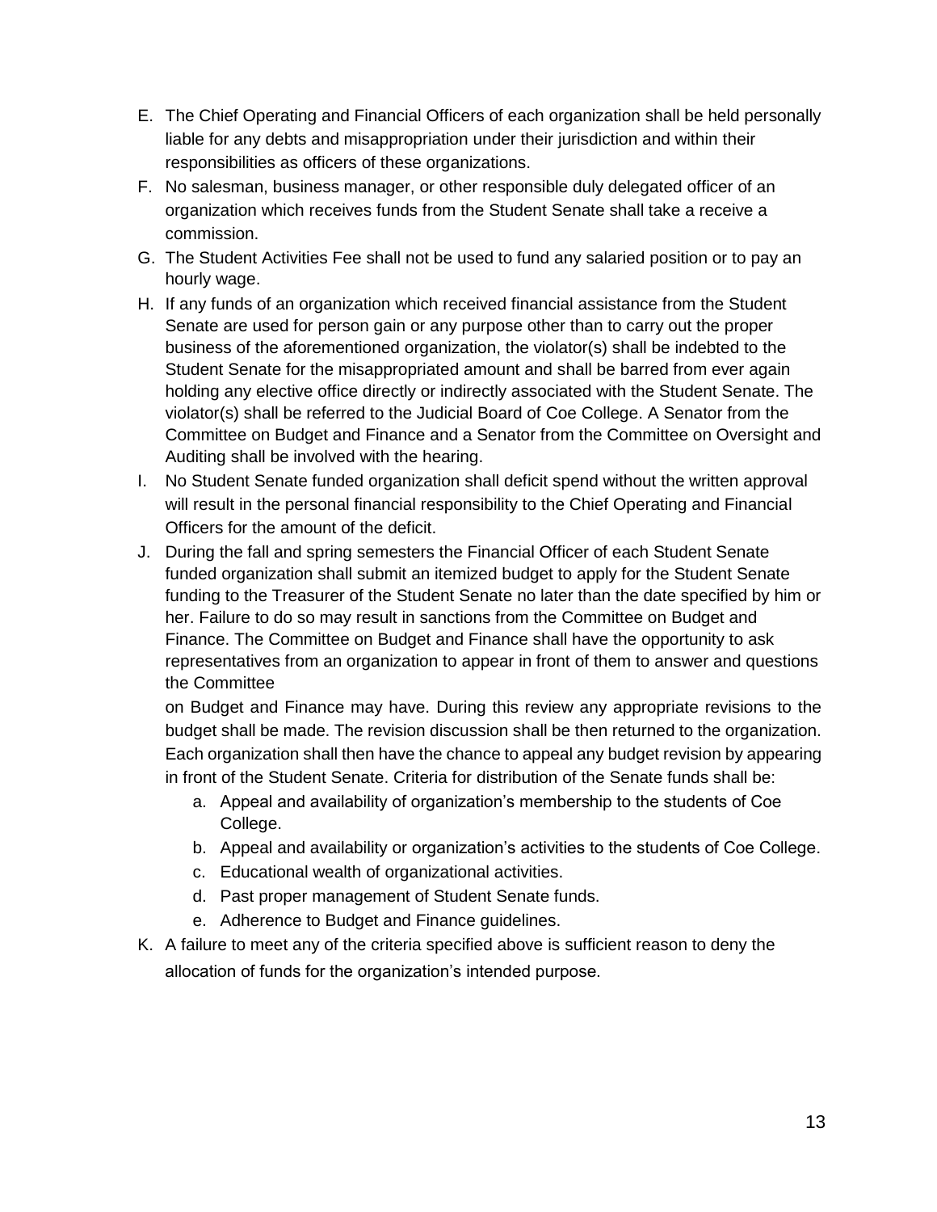E. The Chief Operating and Financial Officers of each organization shall be held personally liable for any debts and misappropriation under their jurisdiction and within their responsibilities as officers of these organizations.

F. No salesman, business manager, or other responsible duly delegated officer of an organization which receives funds from the Student Senate shall take a receive a commission.

G. The Student Activities Fee shall not be used to fund any salaried position or to pay an hourly wage.

H. If any funds of an organization which received financial assistance from the Student Senate are used for person gain or any purpose other than to carry out the proper business of the aforementioned organization, the violator(s) shall be indebted to the Student Senate for the misappropriated amount and shall be barred from ever again holding any elective office directly or indirectly associated with the Student Senate. The violator(s) shall be referred to the Judicial Board of Coe College. A Senator from the Committee on Budget and Finance and a Senator from the Committee on Oversight and Auditing shall be involved with the hearing.

I. No Student Senate funded organization shall deficit spend without the written approval will result in the personal financial responsibility to the Chief Operating and Financial Officers for the amount of the deficit.

J. During the fall and spring semesters the Financial Officer of each Student Senate funded organization shall submit an itemized budget to apply for the Student Senate funding to the Treasurer of the Student Senate no later than the date specified by him or her. Failure to do so may result in sanctions from the Committee on Budget and Finance. The Committee on Budget and Finance shall have the opportunity to ask representatives from an organization to appear in front of them to answer and questions the Committee on Budget and Finance may have. During this review any appropriate revisions to the budget shall be made. The revision discussion shall be then returned to the organization. Each organization shall then have the chance to appeal any budget revision by appearing in front of the Student Senate. Criteria for distribution of the Senate funds shall be:

    a. Appeal and availability of organization's membership to the students of Coe College.
    b. Appeal and availability or organization's activities to the students of Coe College.
    c. Educational wealth of organizational activities.
    d. Past proper management of Student Senate funds.
    e. Adherence to Budget and Finance guidelines.

K. A failure to meet any of the criteria specified above is sufficient reason to deny the allocation of funds for the organization's intended purpose.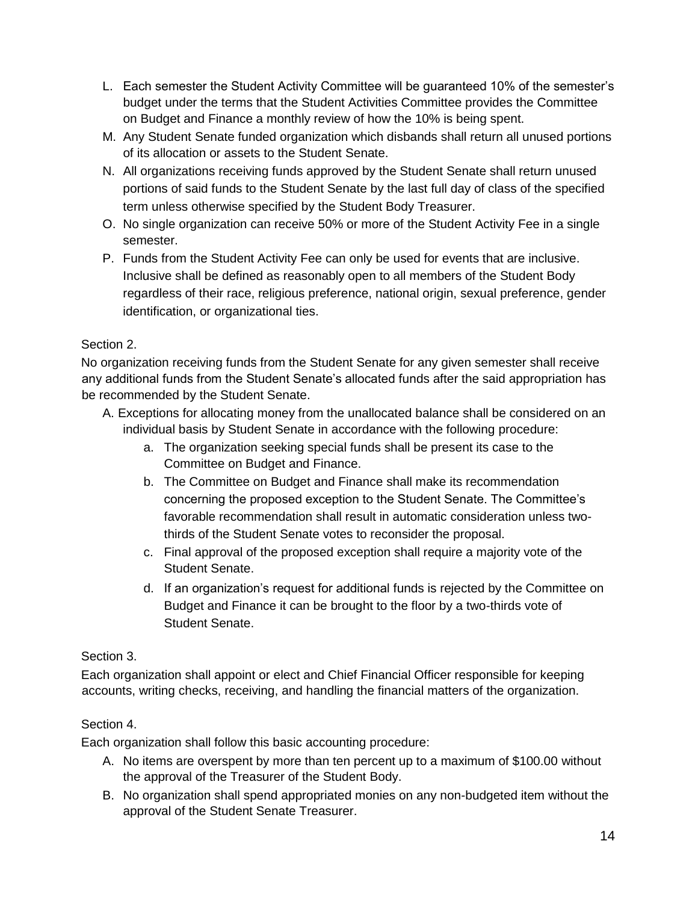L. Each semester the Student Activity Committee will be guaranteed 10% of the semester's budget under the terms that the Student Activities Committee provides the Committee on Budget and Finance a monthly review of how the 10% is being spent.
M. Any Student Senate funded organization which disbands shall return all unused portions of its allocation or assets to the Student Senate.
N. All organizations receiving funds approved by the Student Senate shall return unused portions of said funds to the Student Senate by the last full day of class of the specified term unless otherwise specified by the Student Body Treasurer.
O. No single organization can receive 50% or more of the Student Activity Fee in a single semester.
P. Funds from the Student Activity Fee can only be used for events that are inclusive. Inclusive shall be defined as reasonably open to all members of the Student Body regardless of their race, religious preference, national origin, sexual preference, gender identification, or organizational ties.

Section 2.

No organization receiving funds from the Student Senate for any given semester shall receive any additional funds from the Student Senate's allocated funds after the said appropriation has be recommended by the Student Senate.

A. Exceptions for allocating money from the unallocated balance shall be considered on an individual basis by Student Senate in accordance with the following procedure:
    a. The organization seeking special funds shall be present its case to the Committee on Budget and Finance.
    b. The Committee on Budget and Finance shall make its recommendation concerning the proposed exception to the Student Senate. The Committee's favorable recommendation shall result in automatic consideration unless two-thirds of the Student Senate votes to reconsider the proposal.
    c. Final approval of the proposed exception shall require a majority vote of the Student Senate.
    d. If an organization's request for additional funds is rejected by the Committee on Budget and Finance it can be brought to the floor by a two-thirds vote of Student Senate.

Section 3.

Each organization shall appoint or elect and Chief Financial Officer responsible for keeping accounts, writing checks, receiving, and handling the financial matters of the organization.

Section 4.

Each organization shall follow this basic accounting procedure:

A. No items are overspent by more than ten percent up to a maximum of $100.00 without the approval of the Treasurer of the Student Body.
B. No organization shall spend appropriated monies on any non-budgeted item without the approval of the Student Senate Treasurer.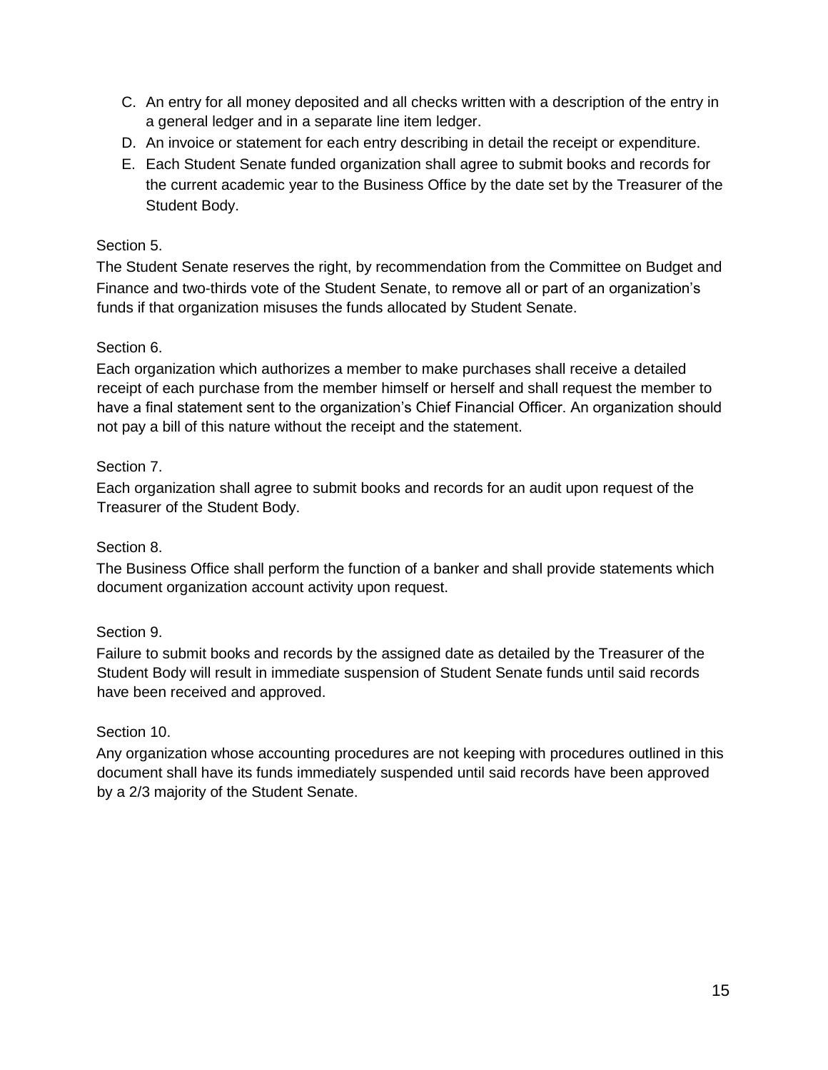C. An entry for all money deposited and all checks written with a description of the entry in a general ledger and in a separate line item ledger.
D. An invoice or statement for each entry describing in detail the receipt or expenditure.
E. Each Student Senate funded organization shall agree to submit books and records for the current academic year to the Business Office by the date set by the Treasurer of the Student Body.

Section 5.

The Student Senate reserves the right, by recommendation from the Committee on Budget and Finance and two-thirds vote of the Student Senate, to remove all or part of an organization's funds if that organization misuses the funds allocated by Student Senate.

Section 6.

Each organization which authorizes a member to make purchases shall receive a detailed receipt of each purchase from the member himself or herself and shall request the member to have a final statement sent to the organization's Chief Financial Officer. An organization should not pay a bill of this nature without the receipt and the statement.

Section 7.

Each organization shall agree to submit books and records for an audit upon request of the Treasurer of the Student Body.

Section 8.

The Business Office shall perform the function of a banker and shall provide statements which document organization account activity upon request.

Section 9.

Failure to submit books and records by the assigned date as detailed by the Treasurer of the Student Body will result in immediate suspension of Student Senate funds until said records have been received and approved.

Section 10.

Any organization whose accounting procedures are not keeping with procedures outlined in this document shall have its funds immediately suspended until said records have been approved by a 2/3 majority of the Student Senate.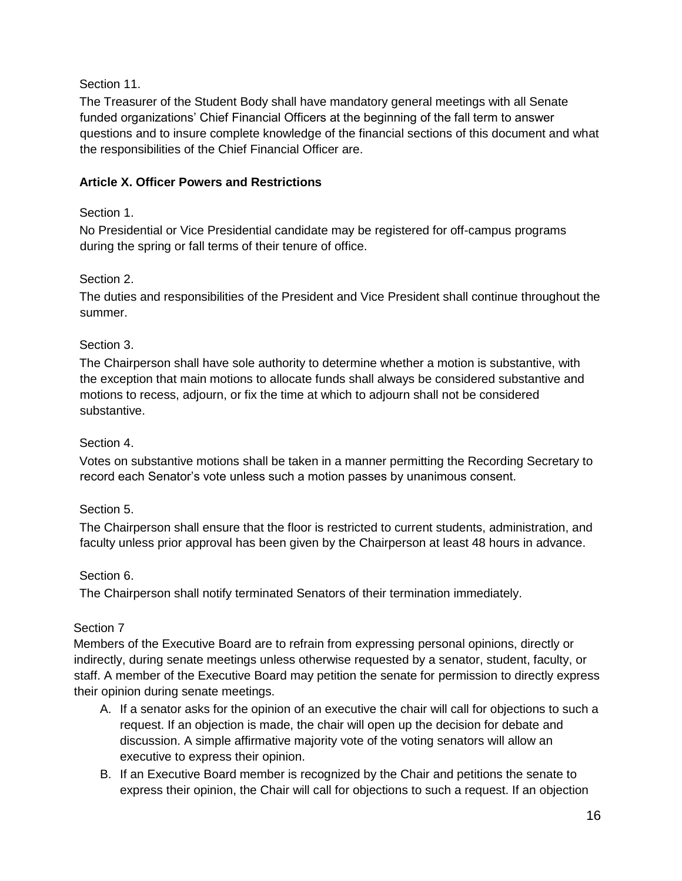Section 11.

The Treasurer of the Student Body shall have mandatory general meetings with all Senate funded organizations' Chief Financial Officers at the beginning of the fall term to answer questions and to insure complete knowledge of the financial sections of this document and what the responsibilities of the Chief Financial Officer are.

**Article X. Officer Powers and Restrictions**

Section 1.

No Presidential or Vice Presidential candidate may be registered for off-campus programs during the spring or fall terms of their tenure of office.

Section 2.

The duties and responsibilities of the President and Vice President shall continue throughout the summer.

Section 3.

The Chairperson shall have sole authority to determine whether a motion is substantive, with the exception that main motions to allocate funds shall always be considered substantive and motions to recess, adjourn, or fix the time at which to adjourn shall not be considered substantive.

Section 4.

Votes on substantive motions shall be taken in a manner permitting the Recording Secretary to record each Senator's vote unless such a motion passes by unanimous consent.

Section 5.

The Chairperson shall ensure that the floor is restricted to current students, administration, and faculty unless prior approval has been given by the Chairperson at least 48 hours in advance.

Section 6.

The Chairperson shall notify terminated Senators of their termination immediately.

Section 7

Members of the Executive Board are to refrain from expressing personal opinions, directly or indirectly, during senate meetings unless otherwise requested by a senator, student, faculty, or staff. A member of the Executive Board may petition the senate for permission to directly express their opinion during senate meetings.

A. If a senator asks for the opinion of an executive the chair will call for objections to such a request. If an objection is made, the chair will open up the decision for debate and discussion. A simple affirmative majority vote of the voting senators will allow an executive to express their opinion.
B. If an Executive Board member is recognized by the Chair and petitions the senate to express their opinion, the Chair will call for objections to such a request. If an objection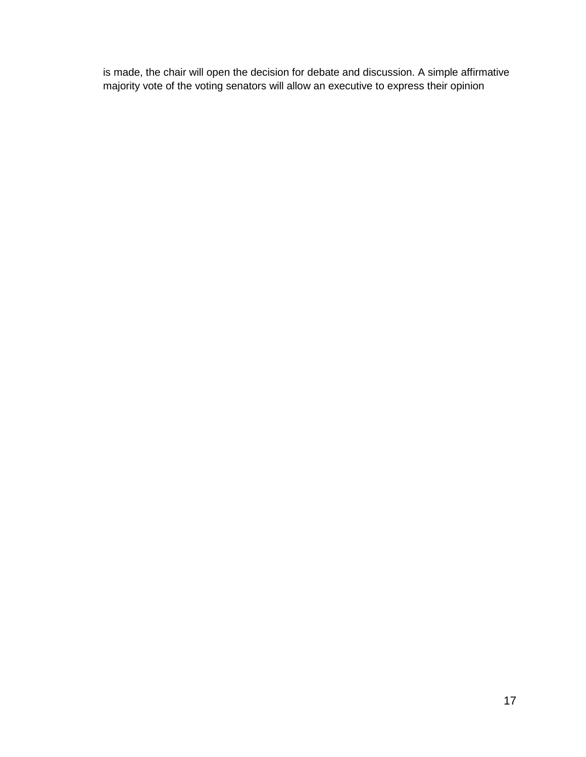is made, the chair will open the decision for debate and discussion. A simple affirmative majority vote of the voting senators will allow an executive to express their opinion